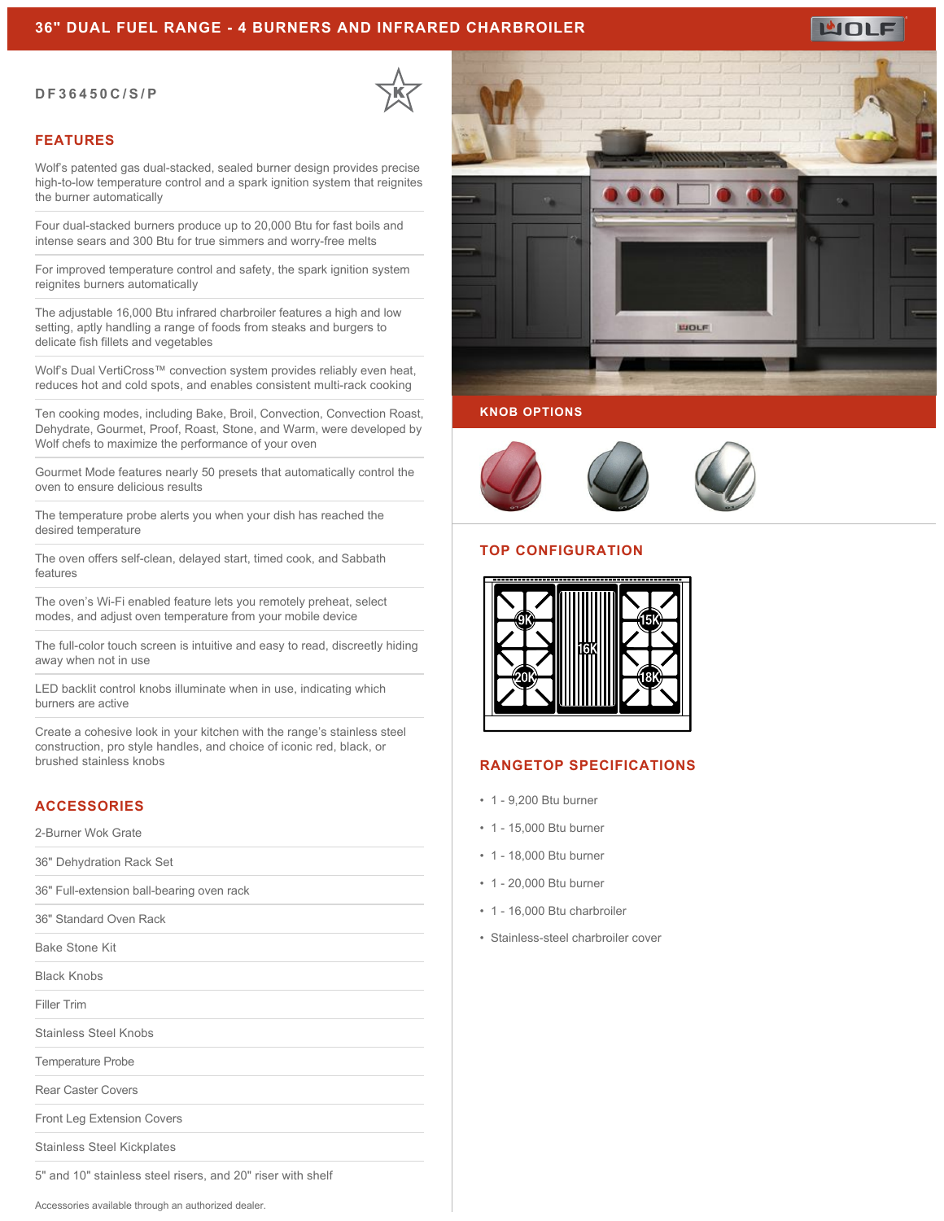# 36" DUAL FUEL RANGE - 4 BURNERS AND INFRARED CHARBROILER

DF36450C/S/P

## FEATURES

Wolf's patented gas dual-stacked, sealed burner design provides precise high-to-low temperature control and a spark ignition system that reignites the burner automatically

Four dual-stacked burners produce up to 20,000 Btu for fast boils and intense sears and 300 Btu for true simmers and worry-free melts

For improved temperature control and safety, the spark ignition system reignites burners automatically

The adjustable 16,000 Btu infrared charbroiler features a high and low setting, aptly handling a range of foods from steaks and burgers to delicate fish fillets and vegetables

Wolf's Dual VertiCross™ convection system provides reliably even heat, reduces hot and cold spots, and enables consistent multi-rack cooking

Ten cooking modes, including Bake, Broil, Convection, Convection Roast, Dehydrate, Gourmet, Proof, Roast, Stone, and Warm, were developed by Wolf chefs to maximize the performance of your oven

Gourmet Mode features nearly 50 presets that automatically control the oven to ensure delicious results

The temperature probe alerts you when your dish has reached the desired temperature

The oven offers self-clean, delayed start, timed cook, and Sabbath features

The oven's Wi-Fi enabled feature lets you remotely preheat, select modes, and adjust oven temperature from your mobile device

The full-color touch screen is intuitive and easy to read, discreetly hiding away when not in use

LED backlit control knobs illuminate when in use, indicating which burners are active

Create a cohesive look in your kitchen with the range's stainless steel construction, pro style handles, and choice of iconic red, black, or brushed stainless knobs

## ACCESSORIES

2-Burner Wok Grate

36" Dehydration Rack Set

36" Full-extension ball-bearing oven rack

36" Standard Oven Rack

Bake Stone Kit

Black Knobs

Filler Trim

Stainless Steel Knobs

Temperature Probe

Rear Caster Covers

Front Leg Extension Covers

Stainless Steel Kickplates

5" and 10" stainless steel risers, and 20" riser with shelf

Accessories available through an authorized dealer.

## KNOB OPTIONS

## TOP CONFIGURATION

9K | 16K | 15K
20K | | 18K

## RANGETOP SPECIFICATIONS

- 1 - 9,200 Btu burner
- 1 - 15,000 Btu burner
- 1 - 18,000 Btu burner
- 1 - 20,000 Btu burner
- 1 - 16,000 Btu charbroiler
- Stainless-steel charbroiler cover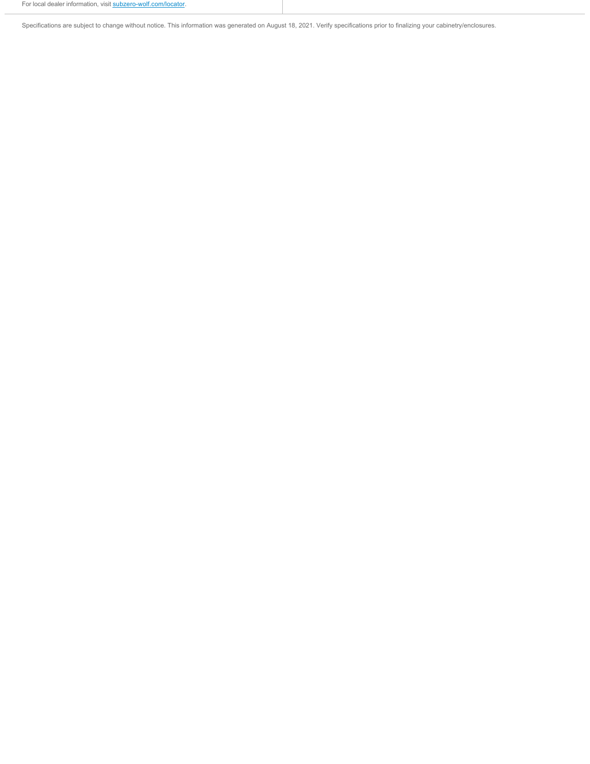For local dealer information, visit [subzero-wolf.com/locator](subzero-wolf.com/locator).

Specifications are subject to change without notice. This information was generated on August 18, 2021. Verify specifications prior to finalizing your cabinetry/enclosures.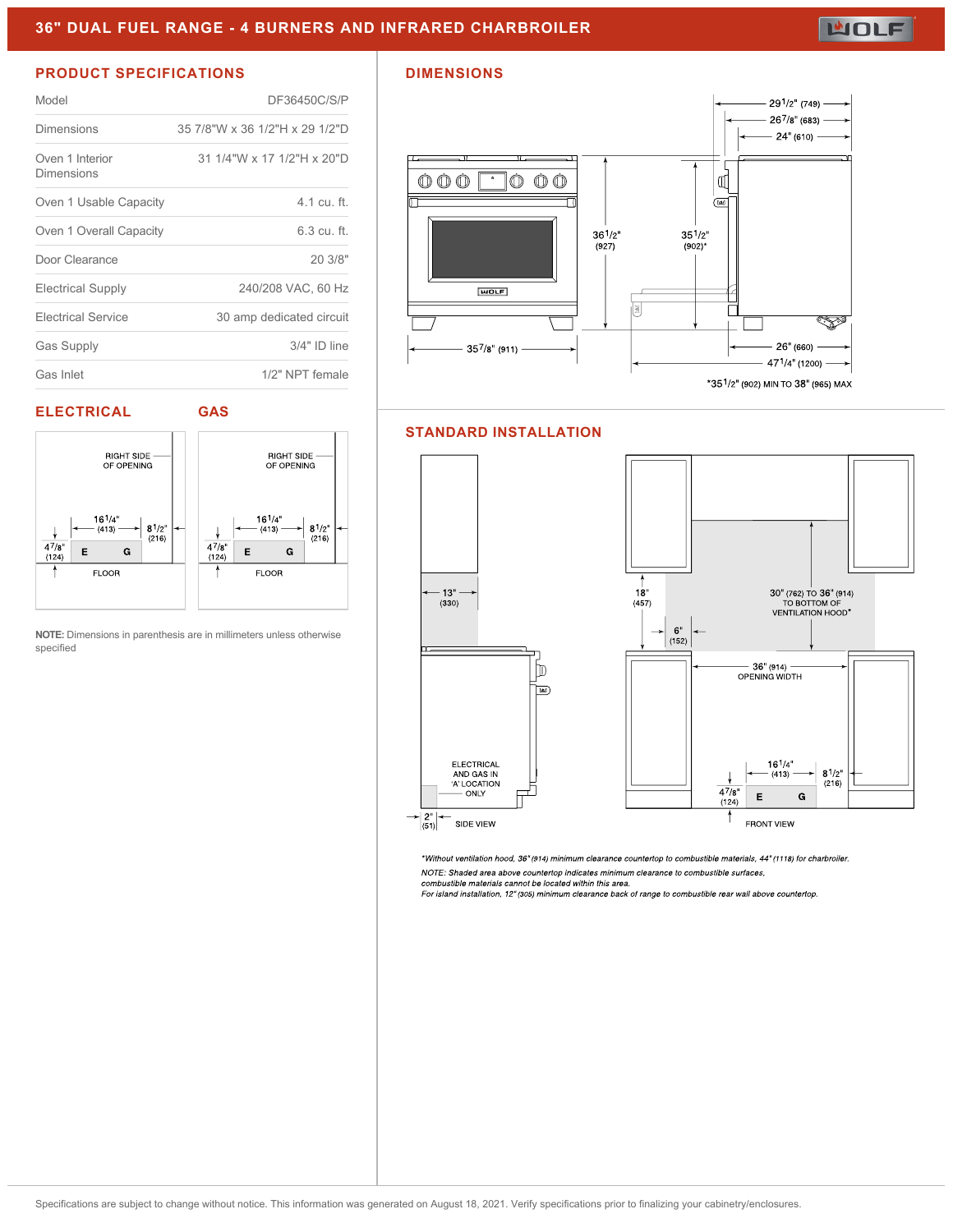# 36" DUAL FUEL RANGE - 4 BURNERS AND INFRARED CHARBROILER

## PRODUCT SPECIFICATIONS

| | |
|---|---|
| Model | DF36450C/S/P |
| Dimensions | 35 7/8"W x 36 1/2"H x 29 1/2"D |
| Oven 1 Interior Dimensions | 31 1/4"W x 17 1/2"H x 20"D |
| Oven 1 Usable Capacity | 4.1 cu. ft. |
| Oven 1 Overall Capacity | 6.3 cu. ft. |
| Door Clearance | 20 3/8" |
| Electrical Supply | 240/208 VAC, 60 Hz |
| Electrical Service | 30 amp dedicated circuit |
| Gas Supply | 3/4" ID line |
| Gas Inlet | 1/2" NPT female |

## ELECTRICAL

RIGHT SIDE OF OPENING

16 1/4" (413)

8 1/2" (216)

4 7/8" (124)

E G

FLOOR

## GAS

RIGHT SIDE OF OPENING

16 1/4" (413)

8 1/2" (216)

4 7/8" (124)

E G

FLOOR

**NOTE:** Dimensions in parenthesis are in millimeters unless otherwise specified

## DIMENSIONS

29 1/2" (749)

26 7/8" (683)

24" (610)

36 1/2" (927)

35 1/2" (902)*

35 7/8" (911)

26" (660)

47 1/4" (1200)

*35 1/2" (902) MIN TO 38" (965) MAX

## STANDARD INSTALLATION

13" (330)

18" (457)

6" (152)

30" (762) TO 36" (914) TO BOTTOM OF VENTILATION HOOD*

36" (914) OPENING WIDTH

ELECTRICAL AND GAS IN 'A' LOCATION ONLY

2" (51)

SIDE VIEW

16 1/4" (413)

8 1/2" (216)

4 7/8" (124)

E G

FRONT VIEW

*\*Without ventilation hood, 36" (914) minimum clearance countertop to combustible materials, 44" (1118) for charbroiler.*

*NOTE: Shaded area above countertop indicates minimum clearance to combustible surfaces, combustible materials cannot be located within this area.*

*For island installation, 12" (305) minimum clearance back of range to combustible rear wall above countertop.*

Specifications are subject to change without notice. This information was generated on August 18, 2021. Verify specifications prior to finalizing your cabinetry/enclosures.